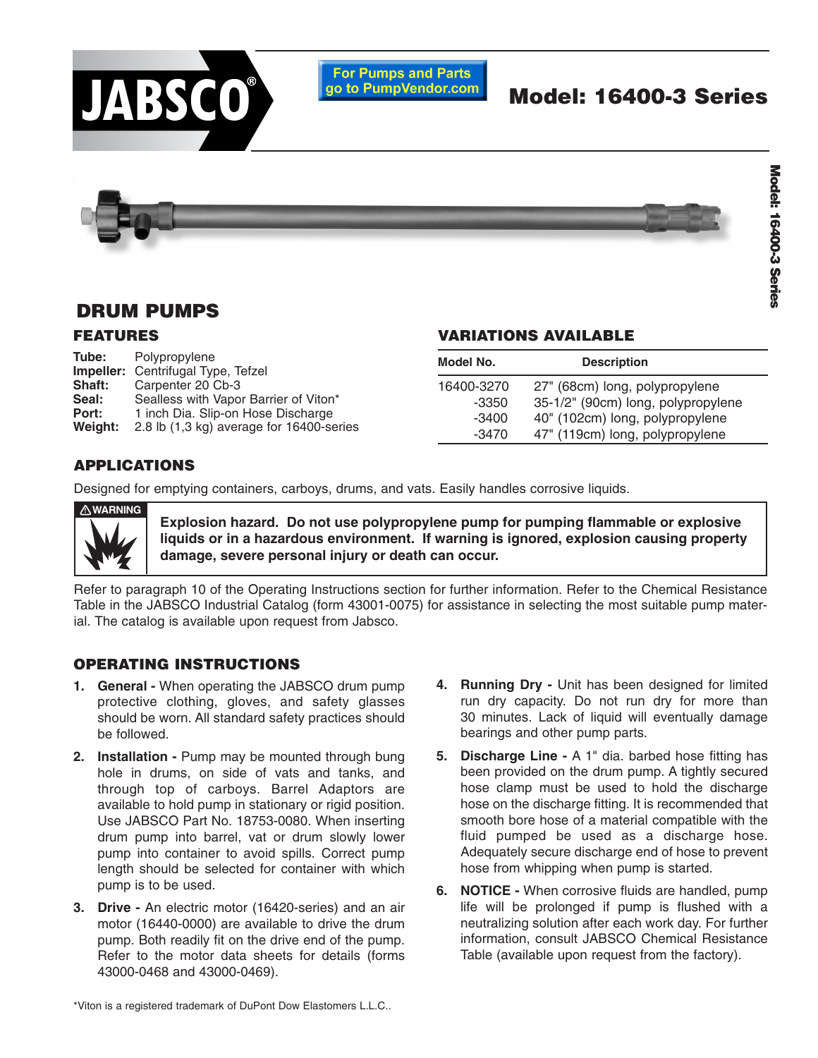# JABSCO®

For Pumps and Parts go to PumpVendor.com

# Model: 16400-3 Series

## DRUM PUMPS

### FEATURES

**Tube:** Polypropylene
**Impeller:** Centrifugal Type, Tefzel
**Shaft:** Carpenter 20 Cb-3
**Seal:** Sealless with Vapor Barrier of Viton*
**Port:** 1 inch Dia. Slip-on Hose Discharge
**Weight:** 2.8 lb (1,3 kg) average for 16400-series

### VARIATIONS AVAILABLE

| Model No. | Description |
|---|---|
| 16400-3270 | 27" (68cm) long, polypropylene |
| -3350 | 35-1/2" (90cm) long, polypropylene |
| -3400 | 40" (102cm) long, polypropylene |
| -3470 | 47" (119cm) long, polypropylene |

### APPLICATIONS

Designed for emptying containers, carboys, drums, and vats. Easily handles corrosive liquids.

⚠WARNING

**Explosion hazard. Do not use polypropylene pump for pumping flammable or explosive liquids or in a hazardous environment. If warning is ignored, explosion causing property damage, severe personal injury or death can occur.**

Refer to paragraph 10 of the Operating Instructions section for further information. Refer to the Chemical Resistance Table in the JABSCO Industrial Catalog (form 43001-0075) for assistance in selecting the most suitable pump material. The catalog is available upon request from Jabsco.

### OPERATING INSTRUCTIONS

1. **General -** When operating the JABSCO drum pump protective clothing, gloves, and safety glasses should be worn. All standard safety practices should be followed.

2. **Installation -** Pump may be mounted through bung hole in drums, on side of vats and tanks, and through top of carboys. Barrel Adaptors are available to hold pump in stationary or rigid position. Use JABSCO Part No. 18753-0080. When inserting drum pump into barrel, vat or drum slowly lower pump into container to avoid spills. Correct pump length should be selected for container with which pump is to be used.

3. **Drive -** An electric motor (16420-series) and an air motor (16440-0000) are available to drive the drum pump. Both readily fit on the drive end of the pump. Refer to the motor data sheets for details (forms 43000-0468 and 43000-0469).

4. **Running Dry -** Unit has been designed for limited run dry capacity. Do not run dry for more than 30 minutes. Lack of liquid will eventually damage bearings and other pump parts.

5. **Discharge Line -** A 1" dia. barbed hose fitting has been provided on the drum pump. A tightly secured hose clamp must be used to hold the discharge hose on the discharge fitting. It is recommended that smooth bore hose of a material compatible with the fluid pumped be used as a discharge hose. Adequately secure discharge end of hose to prevent hose from whipping when pump is started.

6. **NOTICE -** When corrosive fluids are handled, pump life will be prolonged if pump is flushed with a neutralizing solution after each work day. For further information, consult JABSCO Chemical Resistance Table (available upon request from the factory).

*Viton is a registered trademark of DuPont Dow Elastomers L.L.C..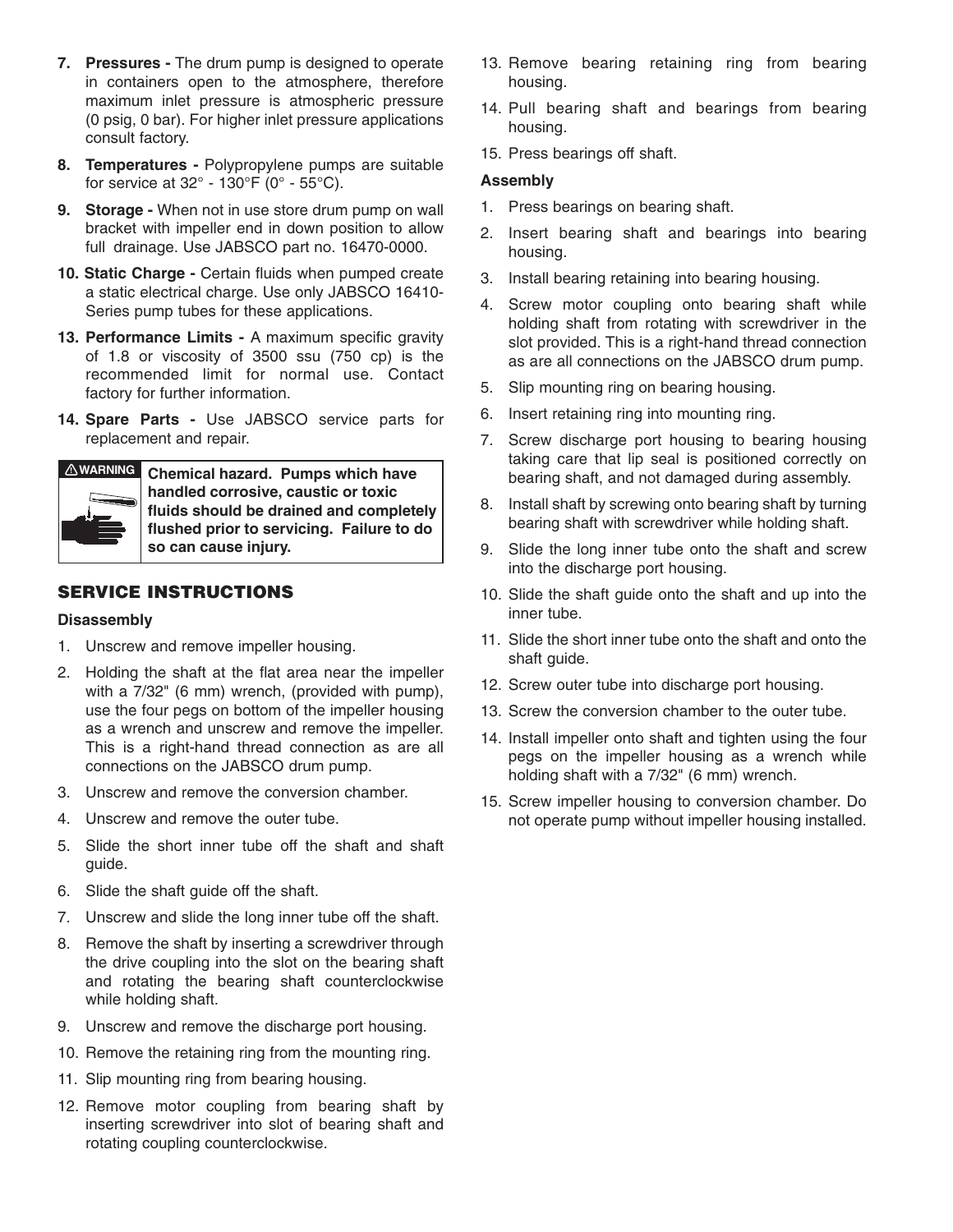7. **Pressures -** The drum pump is designed to operate in containers open to the atmosphere, therefore maximum inlet pressure is atmospheric pressure (0 psig, 0 bar). For higher inlet pressure applications consult factory.

8. **Temperatures -** Polypropylene pumps are suitable for service at 32° - 130°F (0° - 55°C).

9. **Storage -** When not in use store drum pump on wall bracket with impeller end in down position to allow full drainage. Use JABSCO part no. 16470-0000.

10. **Static Charge -** Certain fluids when pumped create a static electrical charge. Use only JABSCO 16410-Series pump tubes for these applications.

13. **Performance Limits -** A maximum specific gravity of 1.8 or viscosity of 3500 ssu (750 cp) is the recommended limit for normal use. Contact factory for further information.

14. **Spare Parts -** Use JABSCO service parts for replacement and repair.

⚠WARNING **Chemical hazard. Pumps which have handled corrosive, caustic or toxic fluids should be drained and completely flushed prior to servicing. Failure to do so can cause injury.**

## SERVICE INSTRUCTIONS

### Disassembly

1. Unscrew and remove impeller housing.
2. Holding the shaft at the flat area near the impeller with a 7/32" (6 mm) wrench, (provided with pump), use the four pegs on bottom of the impeller housing as a wrench and unscrew and remove the impeller. This is a right-hand thread connection as are all connections on the JABSCO drum pump.
3. Unscrew and remove the conversion chamber.
4. Unscrew and remove the outer tube.
5. Slide the short inner tube off the shaft and shaft guide.
6. Slide the shaft guide off the shaft.
7. Unscrew and slide the long inner tube off the shaft.
8. Remove the shaft by inserting a screwdriver through the drive coupling into the slot on the bearing shaft and rotating the bearing shaft counterclockwise while holding shaft.
9. Unscrew and remove the discharge port housing.
10. Remove the retaining ring from the mounting ring.
11. Slip mounting ring from bearing housing.
12. Remove motor coupling from bearing shaft by inserting screwdriver into slot of bearing shaft and rotating coupling counterclockwise.
13. Remove bearing retaining ring from bearing housing.
14. Pull bearing shaft and bearings from bearing housing.
15. Press bearings off shaft.

### Assembly

1. Press bearings on bearing shaft.
2. Insert bearing shaft and bearings into bearing housing.
3. Install bearing retaining into bearing housing.
4. Screw motor coupling onto bearing shaft while holding shaft from rotating with screwdriver in the slot provided. This is a right-hand thread connection as are all connections on the JABSCO drum pump.
5. Slip mounting ring on bearing housing.
6. Insert retaining ring into mounting ring.
7. Screw discharge port housing to bearing housing taking care that lip seal is positioned correctly on bearing shaft, and not damaged during assembly.
8. Install shaft by screwing onto bearing shaft by turning bearing shaft with screwdriver while holding shaft.
9. Slide the long inner tube onto the shaft and screw into the discharge port housing.
10. Slide the shaft guide onto the shaft and up into the inner tube.
11. Slide the short inner tube onto the shaft and onto the shaft guide.
12. Screw outer tube into discharge port housing.
13. Screw the conversion chamber to the outer tube.
14. Install impeller onto shaft and tighten using the four pegs on the impeller housing as a wrench while holding shaft with a 7/32" (6 mm) wrench.
15. Screw impeller housing to conversion chamber. Do not operate pump without impeller housing installed.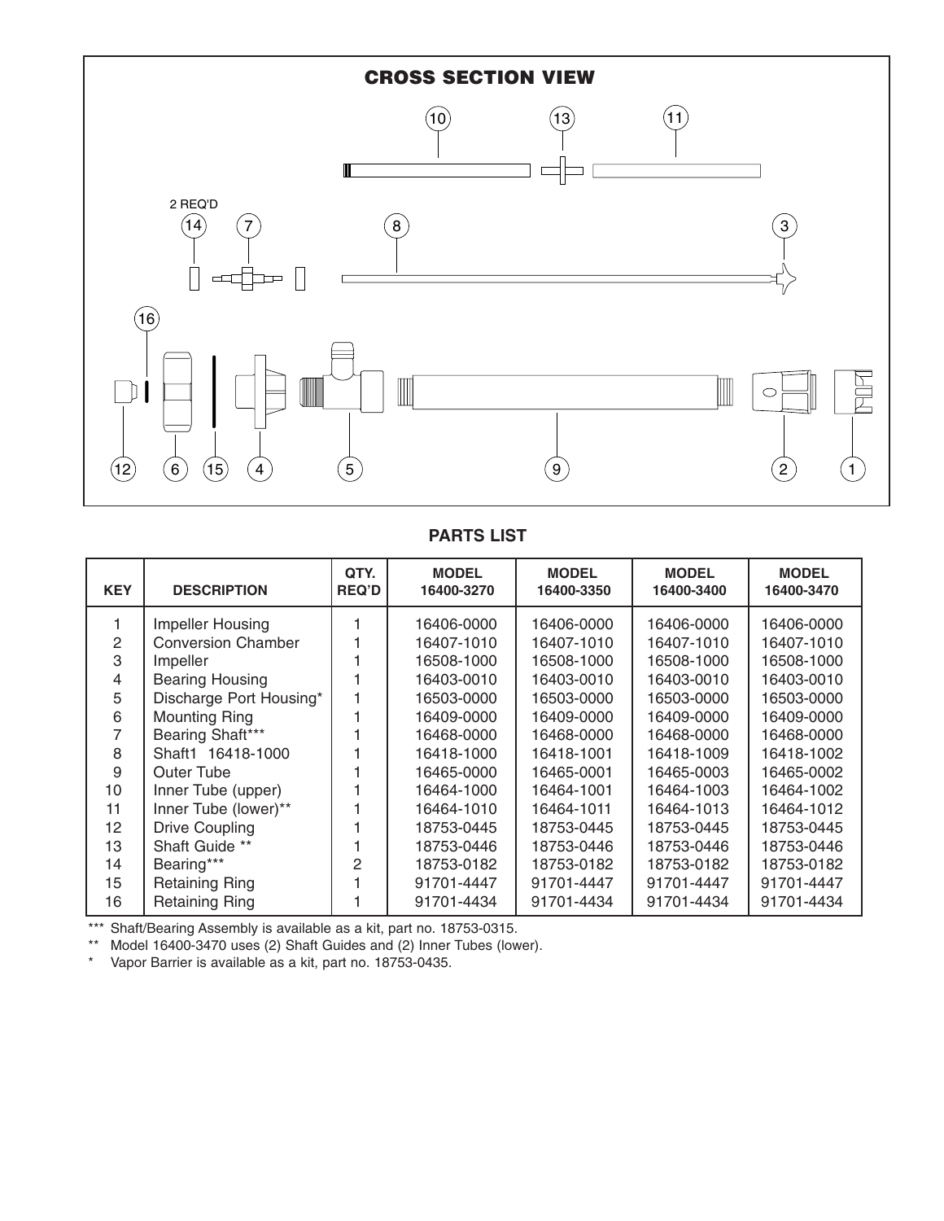## CROSS SECTION VIEW

2 REQ'D

## PARTS LIST

| KEY | DESCRIPTION | QTY. REQ'D | MODEL 16400-3270 | MODEL 16400-3350 | MODEL 16400-3400 | MODEL 16400-3470 |
|---|---|---|---|---|---|---|
| 1 | Impeller Housing | 1 | 16406-0000 | 16406-0000 | 16406-0000 | 16406-0000 |
| 2 | Conversion Chamber | 1 | 16407-1010 | 16407-1010 | 16407-1010 | 16407-1010 |
| 3 | Impeller | 1 | 16508-1000 | 16508-1000 | 16508-1000 | 16508-1000 |
| 4 | Bearing Housing | 1 | 16403-0010 | 16403-0010 | 16403-0010 | 16403-0010 |
| 5 | Discharge Port Housing* | 1 | 16503-0000 | 16503-0000 | 16503-0000 | 16503-0000 |
| 6 | Mounting Ring | 1 | 16409-0000 | 16409-0000 | 16409-0000 | 16409-0000 |
| 7 | Bearing Shaft*** | 1 | 16468-0000 | 16468-0000 | 16468-0000 | 16468-0000 |
| 8 | Shaft1 16418-1000 | 1 | 16418-1000 | 16418-1001 | 16418-1009 | 16418-1002 |
| 9 | Outer Tube | 1 | 16465-0000 | 16465-0001 | 16465-0003 | 16465-0002 |
| 10 | Inner Tube (upper) | 1 | 16464-1000 | 16464-1001 | 16464-1003 | 16464-1002 |
| 11 | Inner Tube (lower)** | 1 | 16464-1010 | 16464-1011 | 16464-1013 | 16464-1012 |
| 12 | Drive Coupling | 1 | 18753-0445 | 18753-0445 | 18753-0445 | 18753-0445 |
| 13 | Shaft Guide ** | 1 | 18753-0446 | 18753-0446 | 18753-0446 | 18753-0446 |
| 14 | Bearing*** | 2 | 18753-0182 | 18753-0182 | 18753-0182 | 18753-0182 |
| 15 | Retaining Ring | 1 | 91701-4447 | 91701-4447 | 91701-4447 | 91701-4447 |
| 16 | Retaining Ring | 1 | 91701-4434 | 91701-4434 | 91701-4434 | 91701-4434 |

*** Shaft/Bearing Assembly is available as a kit, part no. 18753-0315.

** Model 16400-3470 uses (2) Shaft Guides and (2) Inner Tubes (lower).

* Vapor Barrier is available as a kit, part no. 18753-0435.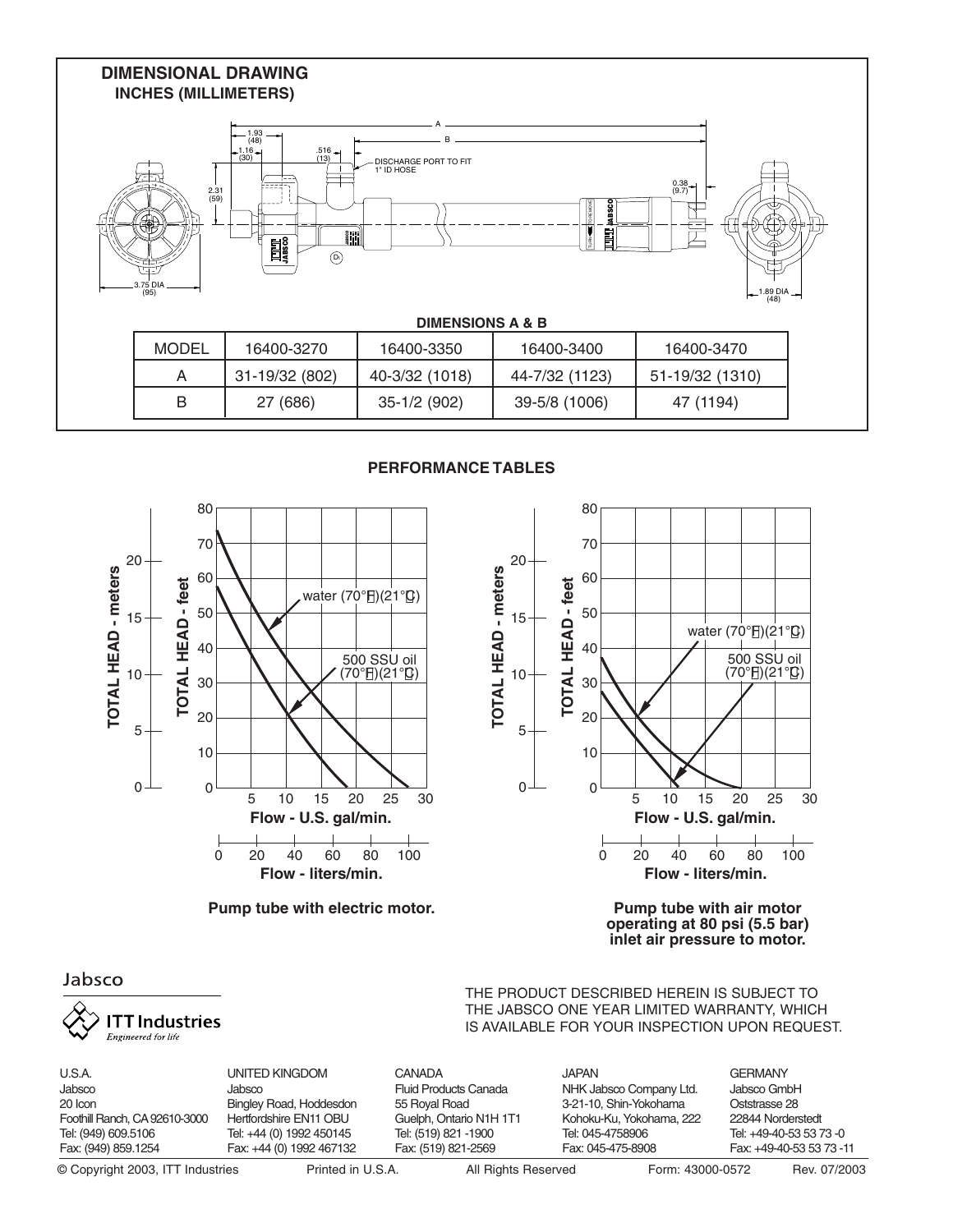## DIMENSIONAL DRAWING

### INCHES (MILLIMETERS)

A
B
1.93 (48)
1.16 (30)
.516 (13)
DISCHARGE PORT TO FIT 1" ID HOSE
2.31 (59)
0.38 (9.7)
3.75 DIA (95)
1.89 DIA (48)

**DIMENSIONS A & B**

| MODEL | 16400-3270 | 16400-3350 | 16400-3400 | 16400-3470 |
|---|---|---|---|---|
| A | 31-19/32 (802) | 40-3/32 (1018) | 44-7/32 (1123) | 51-19/32 (1310) |
| B | 27 (686) | 35-1/2 (902) | 39-5/8 (1006) | 47 (1194) |

## PERFORMANCE TABLES

TOTAL HEAD - meters
0 5 10 15 20
TOTAL HEAD - feet
0 10 20 30 40 50 60 70 80
water (70°F)(21°C)
500 SSU oil (70°F)(21°C)
5 10 15 20 25 30
Flow - U.S. gal/min.
0 20 40 60 80 100
Flow - liters/min.

**Pump tube with electric motor.**

TOTAL HEAD - meters
0 5 10 15 20
TOTAL HEAD - feet
0 10 20 30 40 50 60 70 80
water (70°F)(21°C)
500 SSU oil (70°F)(21°C)
5 10 15 20 25 30
Flow - U.S. gal/min.
0 20 40 60 80 100
Flow - liters/min.

**Pump tube with air motor operating at 80 psi (5.5 bar) inlet air pressure to motor.**

Jabsco

ITT Industries
*Engineered for life*

THE PRODUCT DESCRIBED HEREIN IS SUBJECT TO THE JABSCO ONE YEAR LIMITED WARRANTY, WHICH IS AVAILABLE FOR YOUR INSPECTION UPON REQUEST.

U.S.A.
Jabsco
20 Icon
Foothill Ranch, CA 92610-3000
Tel: (949) 609.5106
Fax: (949) 859.1254

UNITED KINGDOM
Jabsco
Bingley Road, Hoddesdon
Hertfordshire EN11 OBU
Tel: +44 (0) 1992 450145
Fax: +44 (0) 1992 467132

CANADA
Fluid Products Canada
55 Royal Road
Guelph, Ontario N1H 1T1
Tel: (519) 821 -1900
Fax: (519) 821-2569

JAPAN
NHK Jabsco Company Ltd.
3-21-10, Shin-Yokohama
Kohoku-Ku, Yokohama, 222
Tel: 045-4758906
Fax: 045-475-8908

GERMANY
Jabsco GmbH
Oststrasse 28
22844 Norderstedt
Tel: +49-40-53 53 73 -0
Fax: +49-40-53 53 73 -11

© Copyright 2003, ITT Industries Printed in U.S.A. All Rights Reserved Form: 43000-0572 Rev. 07/2003